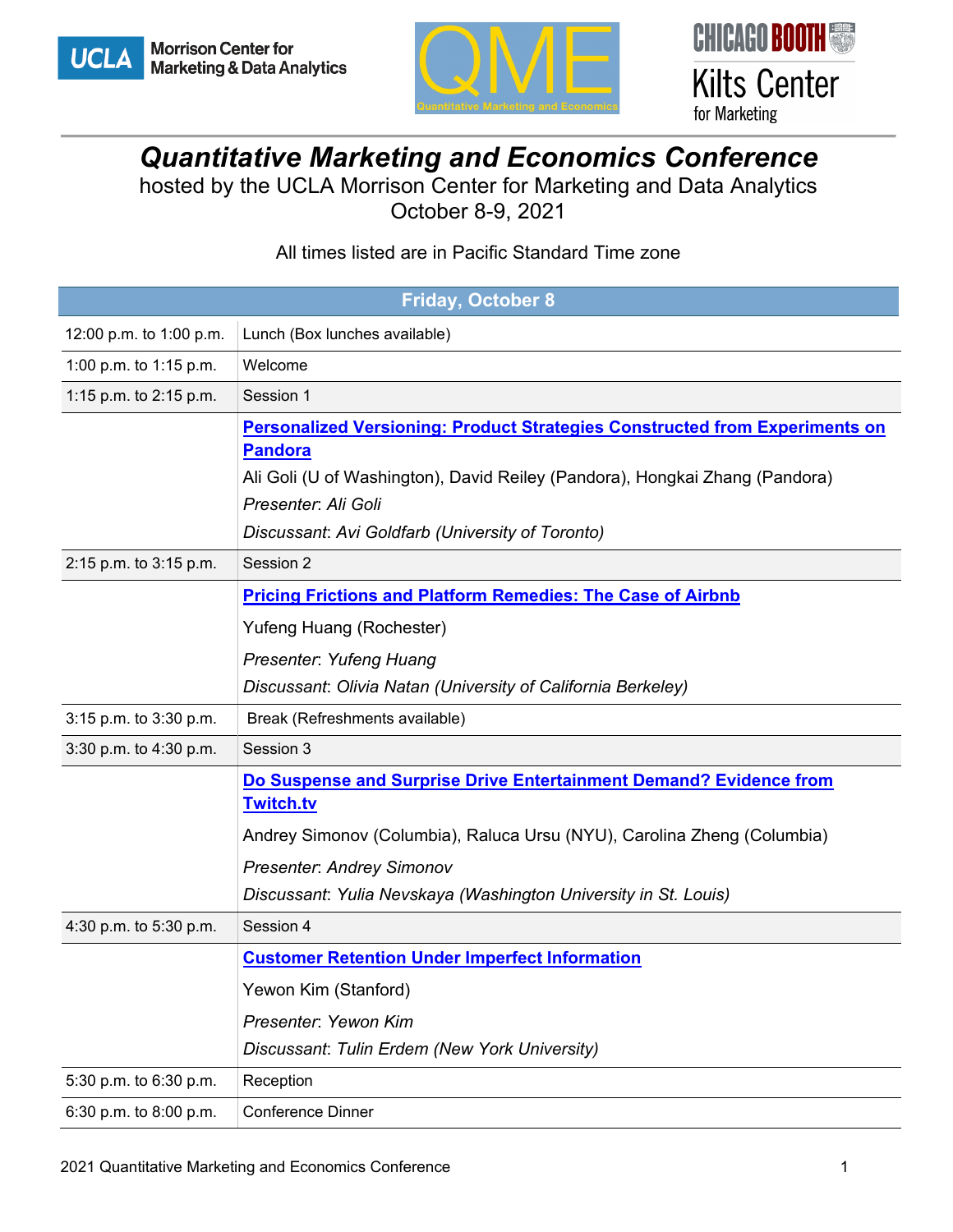# Quantitative Marketing and Economics Conference

hosted by the UCLA Morrison Center for Marketing and Data Analytics
October 8-9, 2021

All times listed are in Pacific Standard Time zone

| Friday, October 8 | |
|---|---|
| 12:00 p.m. to 1:00 p.m. | Lunch (Box lunches available) |
| 1:00 p.m. to 1:15 p.m. | Welcome |
| 1:15 p.m. to 2:15 p.m. | Session 1 |
| | **Personalized Versioning: Product Strategies Constructed from Experiments on Pandora**<br>Ali Goli (U of Washington), David Reiley (Pandora), Hongkai Zhang (Pandora)<br>*Presenter*: *Ali Goli*<br>*Discussant*: *Avi Goldfarb (University of Toronto)* |
| 2:15 p.m. to 3:15 p.m. | Session 2 |
| | **Pricing Frictions and Platform Remedies: The Case of Airbnb**<br>Yufeng Huang (Rochester)<br>*Presenter*: *Yufeng Huang*<br>*Discussant*: *Olivia Natan (University of California Berkeley)* |
| 3:15 p.m. to 3:30 p.m. | Break (Refreshments available) |
| 3:30 p.m. to 4:30 p.m. | Session 3 |
| | **Do Suspense and Surprise Drive Entertainment Demand? Evidence from Twitch.tv**<br>Andrey Simonov (Columbia), Raluca Ursu (NYU), Carolina Zheng (Columbia)<br>*Presenter*: *Andrey Simonov*<br>*Discussant*: *Yulia Nevskaya (Washington University in St. Louis)* |
| 4:30 p.m. to 5:30 p.m. | Session 4 |
| | **Customer Retention Under Imperfect Information**<br>Yewon Kim (Stanford)<br>*Presenter*: *Yewon Kim*<br>*Discussant*: *Tulin Erdem (New York University)* |
| 5:30 p.m. to 6:30 p.m. | Reception |
| 6:30 p.m. to 8:00 p.m. | Conference Dinner |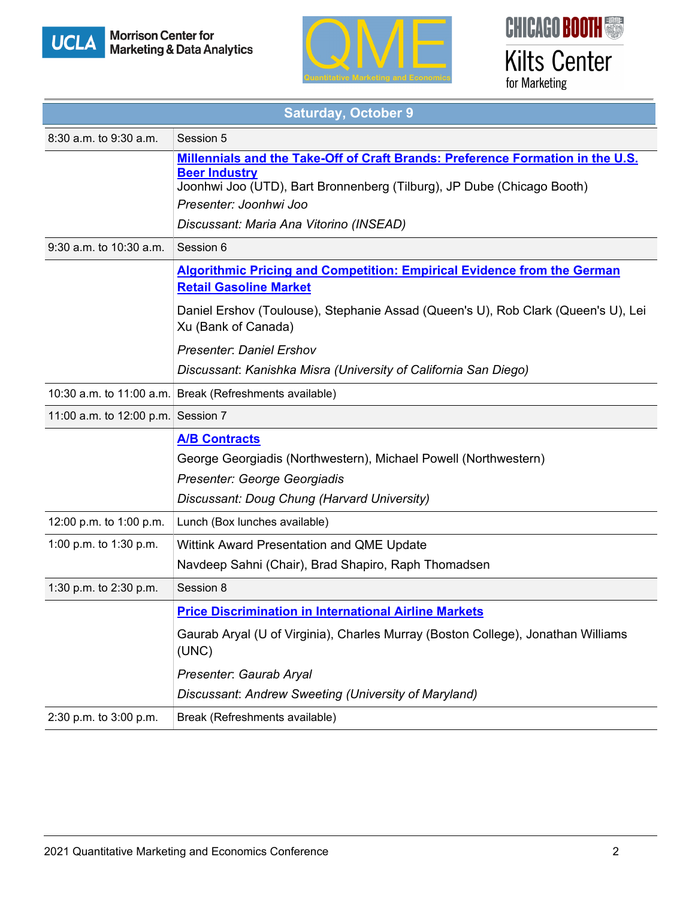## Saturday, October 9

| | |
|---|---|
| 8:30 a.m. to 9:30 a.m. | Session 5 |
| | **Millennials and the Take-Off of Craft Brands: Preference Formation in the U.S. Beer Industry**<br>Joonhwi Joo (UTD), Bart Bronnenberg (Tilburg), JP Dube (Chicago Booth)<br>*Presenter: Joonhwi Joo*<br>*Discussant: Maria Ana Vitorino (INSEAD)* |
| 9:30 a.m. to 10:30 a.m. | Session 6 |
| | **Algorithmic Pricing and Competition: Empirical Evidence from the German Retail Gasoline Market**<br>Daniel Ershov (Toulouse), Stephanie Assad (Queen's U), Rob Clark (Queen's U), Lei Xu (Bank of Canada)<br>*Presenter: Daniel Ershov*<br>*Discussant: Kanishka Misra (University of California San Diego)* |
| 10:30 a.m. to 11:00 a.m. | Break (Refreshments available) |
| 11:00 a.m. to 12:00 p.m. | Session 7 |
| | **A/B Contracts**<br>George Georgiadis (Northwestern), Michael Powell (Northwestern)<br>*Presenter: George Georgiadis*<br>*Discussant: Doug Chung (Harvard University)* |
| 12:00 p.m. to 1:00 p.m. | Lunch (Box lunches available) |
| 1:00 p.m. to 1:30 p.m. | Wittink Award Presentation and QME Update<br>Navdeep Sahni (Chair), Brad Shapiro, Raph Thomadsen |
| 1:30 p.m. to 2:30 p.m. | Session 8 |
| | **Price Discrimination in International Airline Markets**<br>Gaurab Aryal (U of Virginia), Charles Murray (Boston College), Jonathan Williams (UNC)<br>*Presenter: Gaurab Aryal*<br>*Discussant: Andrew Sweeting (University of Maryland)* |
| 2:30 p.m. to 3:00 p.m. | Break (Refreshments available) |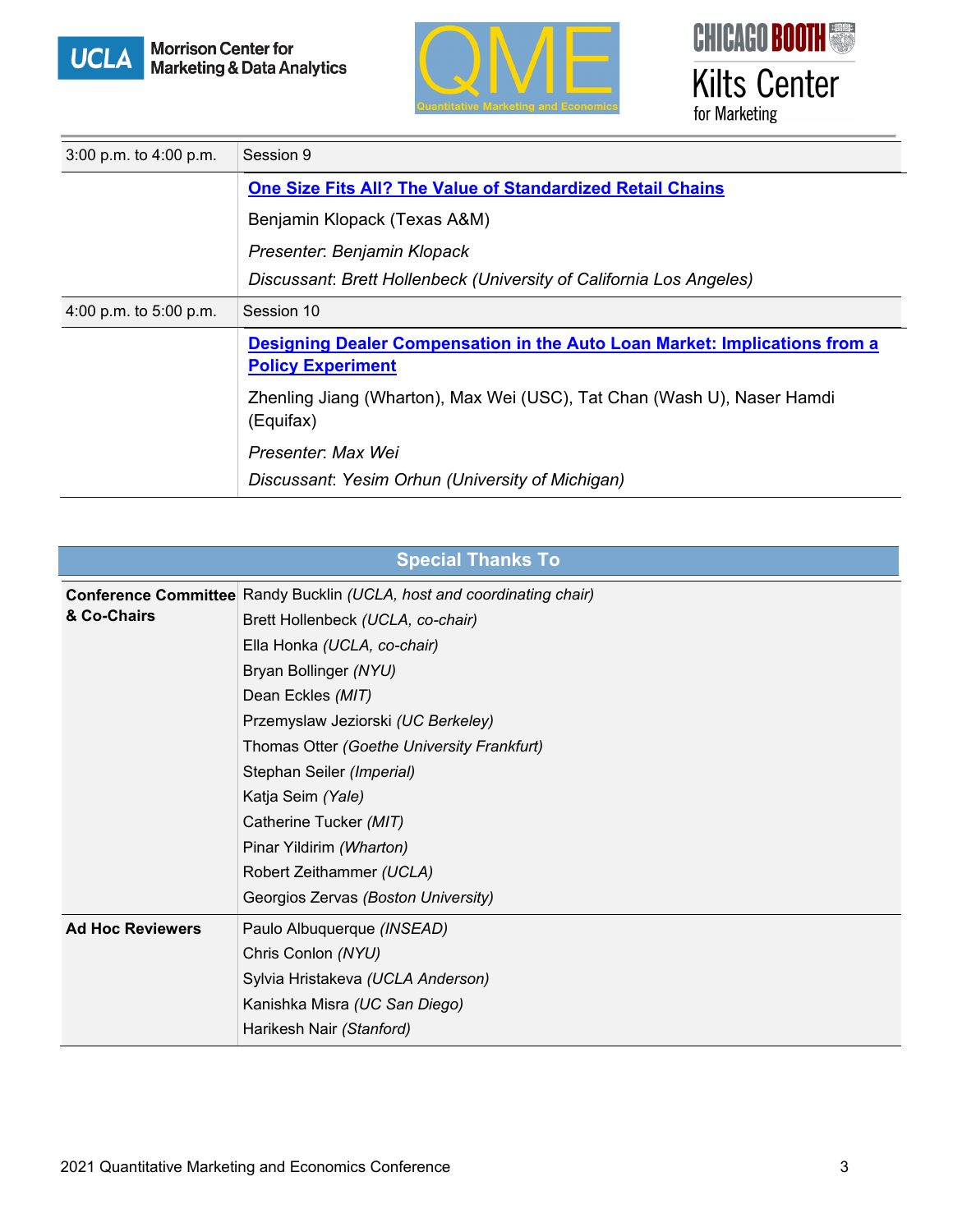| | |
|---|---|
| 3:00 p.m. to 4:00 p.m. | Session 9 |
| | **One Size Fits All? The Value of Standardized Retail Chains** <br> Benjamin Klopack (Texas A&M) <br> *Presenter*: *Benjamin Klopack* <br> *Discussant*: *Brett Hollenbeck (University of California Los Angeles)* |
| 4:00 p.m. to 5:00 p.m. | Session 10 |
| | **Designing Dealer Compensation in the Auto Loan Market: Implications from a Policy Experiment** <br> Zhenling Jiang (Wharton), Max Wei (USC), Tat Chan (Wash U), Naser Hamdi (Equifax) <br> *Presenter*: *Max Wei* <br> *Discussant*: *Yesim Orhun (University of Michigan)* |

## Special Thanks To

| | |
|---|---|
| **Conference Committee & Co-Chairs** | Randy Bucklin *(UCLA, host and coordinating chair)* <br> Brett Hollenbeck *(UCLA, co-chair)* <br> Ella Honka *(UCLA, co-chair)* <br> Bryan Bollinger *(NYU)* <br> Dean Eckles *(MIT)* <br> Przemyslaw Jeziorski *(UC Berkeley)* <br> Thomas Otter *(Goethe University Frankfurt)* <br> Stephan Seiler *(Imperial)* <br> Katja Seim *(Yale)* <br> Catherine Tucker *(MIT)* <br> Pinar Yildirim *(Wharton)* <br> Robert Zeithammer *(UCLA)* <br> Georgios Zervas *(Boston University)* |
| **Ad Hoc Reviewers** | Paulo Albuquerque *(INSEAD)* <br> Chris Conlon *(NYU)* <br> Sylvia Hristakeva *(UCLA Anderson)* <br> Kanishka Misra *(UC San Diego)* <br> Harikesh Nair *(Stanford)* |